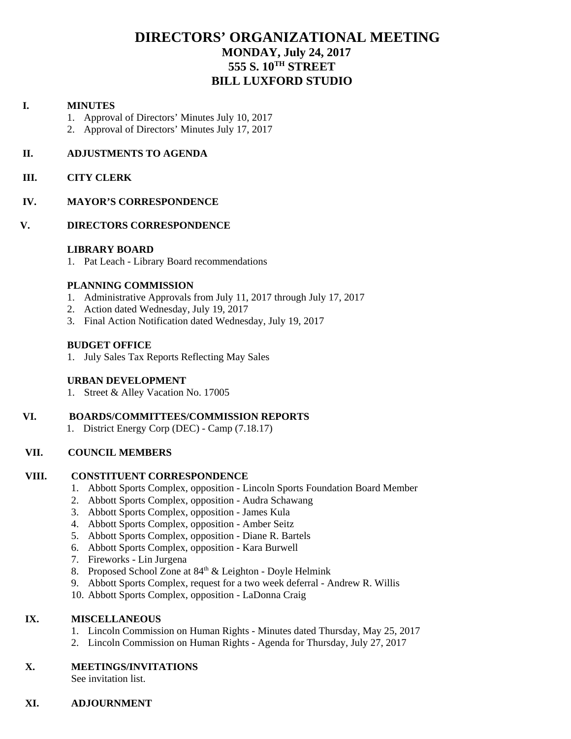# DIRECTORS' ORGANIZATIONAL MEETING

## MONDAY, July 24, 2017

## 555 S. 10TH STREET

## BILL LUXFORD STUDIO

**I. MINUTES**

1. Approval of Directors' Minutes July 10, 2017
2. Approval of Directors' Minutes July 17, 2017

**II. ADJUSTMENTS TO AGENDA**

**III. CITY CLERK**

**IV. MAYOR'S CORRESPONDENCE**

**V. DIRECTORS CORRESPONDENCE**

**LIBRARY BOARD**

1. Pat Leach - Library Board recommendations

**PLANNING COMMISSION**

1. Administrative Approvals from July 11, 2017 through July 17, 2017
2. Action dated Wednesday, July 19, 2017
3. Final Action Notification dated Wednesday, July 19, 2017

**BUDGET OFFICE**

1. July Sales Tax Reports Reflecting May Sales

**URBAN DEVELOPMENT**

1. Street & Alley Vacation No. 17005

**VI. BOARDS/COMMITTEES/COMMISSION REPORTS**

1. District Energy Corp (DEC) - Camp (7.18.17)

**VII. COUNCIL MEMBERS**

**VIII. CONSTITUENT CORRESPONDENCE**

1. Abbott Sports Complex, opposition - Lincoln Sports Foundation Board Member
2. Abbott Sports Complex, opposition - Audra Schawang
3. Abbott Sports Complex, opposition - James Kula
4. Abbott Sports Complex, opposition - Amber Seitz
5. Abbott Sports Complex, opposition - Diane R. Bartels
6. Abbott Sports Complex, opposition - Kara Burwell
7. Fireworks - Lin Jurgena
8. Proposed School Zone at 84th & Leighton - Doyle Helmink
9. Abbott Sports Complex, request for a two week deferral - Andrew R. Willis
10. Abbott Sports Complex, opposition - LaDonna Craig

**IX. MISCELLANEOUS**

1. Lincoln Commission on Human Rights - Minutes dated Thursday, May 25, 2017
2. Lincoln Commission on Human Rights - Agenda for Thursday, July 27, 2017

**X. MEETINGS/INVITATIONS**

See invitation list.

**XI. ADJOURNMENT**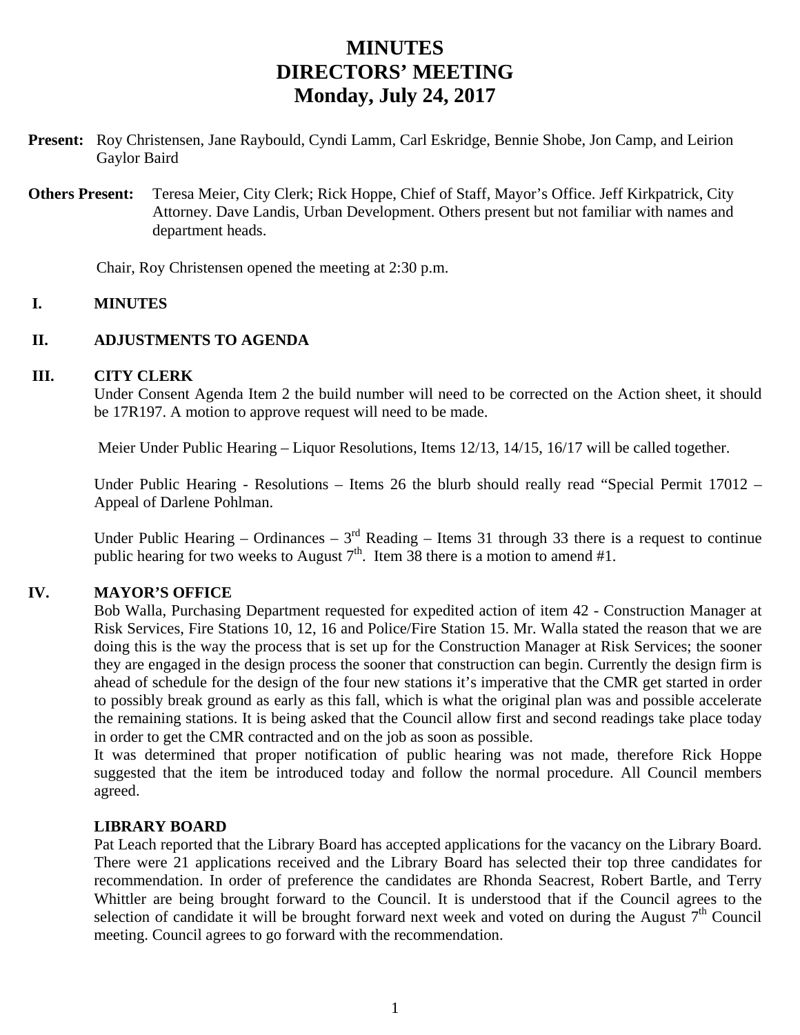# MINUTES
# DIRECTORS' MEETING
# Monday, July 24, 2017

**Present:** Roy Christensen, Jane Raybould, Cyndi Lamm, Carl Eskridge, Bennie Shobe, Jon Camp, and Leirion Gaylor Baird

**Others Present:** Teresa Meier, City Clerk; Rick Hoppe, Chief of Staff, Mayor's Office. Jeff Kirkpatrick, City Attorney. Dave Landis, Urban Development. Others present but not familiar with names and department heads.

Chair, Roy Christensen opened the meeting at 2:30 p.m.

## I. MINUTES

## II. ADJUSTMENTS TO AGENDA

## III. CITY CLERK

Under Consent Agenda Item 2 the build number will need to be corrected on the Action sheet, it should be 17R197. A motion to approve request will need to be made.

Meier Under Public Hearing – Liquor Resolutions, Items 12/13, 14/15, 16/17 will be called together.

Under Public Hearing - Resolutions – Items 26 the blurb should really read "Special Permit 17012 – Appeal of Darlene Pohlman.

Under Public Hearing – Ordinances – 3rd Reading – Items 31 through 33 there is a request to continue public hearing for two weeks to August 7th. Item 38 there is a motion to amend #1.

## IV. MAYOR'S OFFICE

Bob Walla, Purchasing Department requested for expedited action of item 42 - Construction Manager at Risk Services, Fire Stations 10, 12, 16 and Police/Fire Station 15. Mr. Walla stated the reason that we are doing this is the way the process that is set up for the Construction Manager at Risk Services; the sooner they are engaged in the design process the sooner that construction can begin. Currently the design firm is ahead of schedule for the design of the four new stations it's imperative that the CMR get started in order to possibly break ground as early as this fall, which is what the original plan was and possible accelerate the remaining stations. It is being asked that the Council allow first and second readings take place today in order to get the CMR contracted and on the job as soon as possible.

It was determined that proper notification of public hearing was not made, therefore Rick Hoppe suggested that the item be introduced today and follow the normal procedure. All Council members agreed.

### LIBRARY BOARD

Pat Leach reported that the Library Board has accepted applications for the vacancy on the Library Board. There were 21 applications received and the Library Board has selected their top three candidates for recommendation. In order of preference the candidates are Rhonda Seacrest, Robert Bartle, and Terry Whittler are being brought forward to the Council. It is understood that if the Council agrees to the selection of candidate it will be brought forward next week and voted on during the August 7th Council meeting. Council agrees to go forward with the recommendation.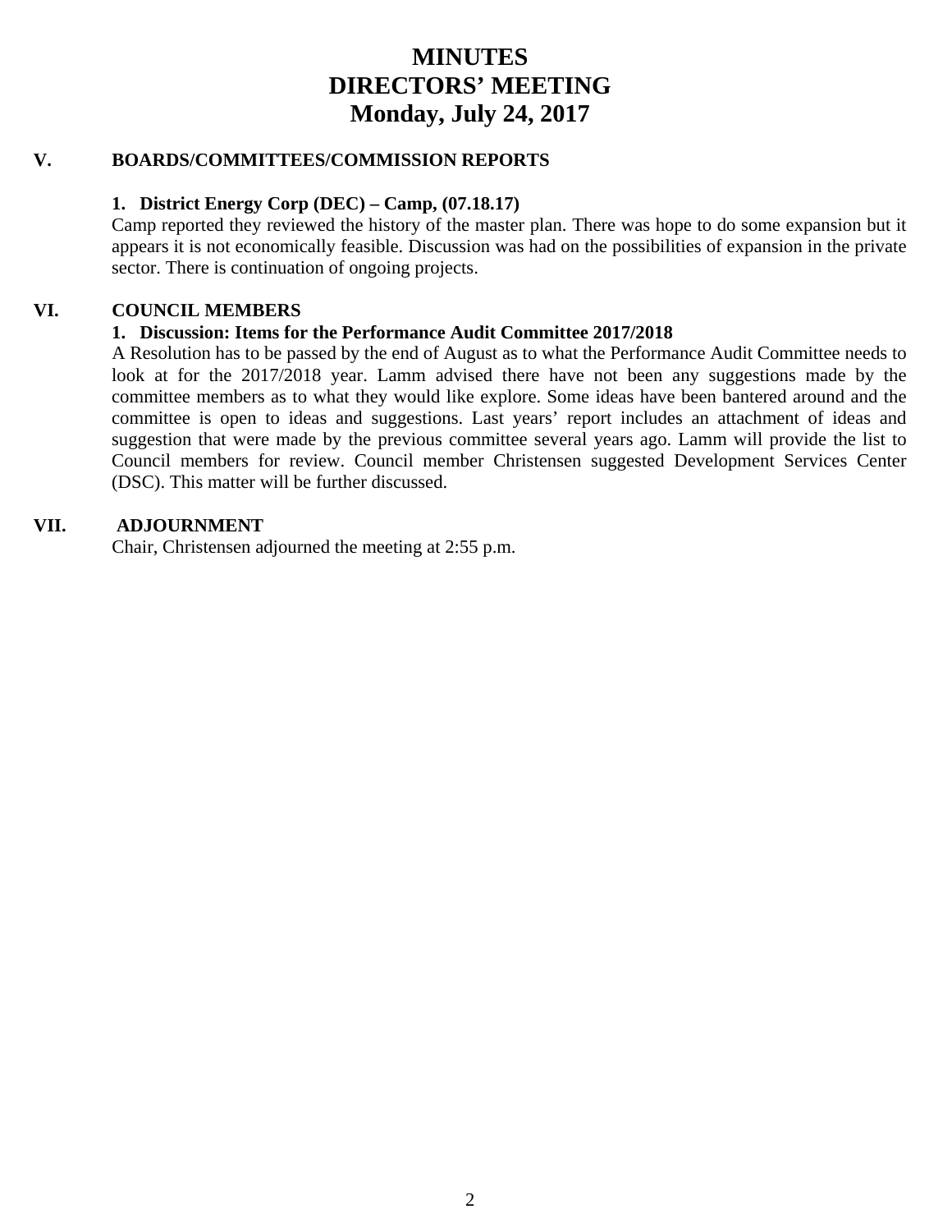# MINUTES
# DIRECTORS' MEETING
# Monday, July 24, 2017

## V. BOARDS/COMMITTEES/COMMISSION REPORTS

### 1. District Energy Corp (DEC) – Camp, (07.18.17)

Camp reported they reviewed the history of the master plan. There was hope to do some expansion but it appears it is not economically feasible. Discussion was had on the possibilities of expansion in the private sector. There is continuation of ongoing projects.

## VI. COUNCIL MEMBERS

### 1. Discussion: Items for the Performance Audit Committee 2017/2018

A Resolution has to be passed by the end of August as to what the Performance Audit Committee needs to look at for the 2017/2018 year. Lamm advised there have not been any suggestions made by the committee members as to what they would like explore. Some ideas have been bantered around and the committee is open to ideas and suggestions. Last years' report includes an attachment of ideas and suggestion that were made by the previous committee several years ago. Lamm will provide the list to Council members for review. Council member Christensen suggested Development Services Center (DSC). This matter will be further discussed.

## VII. ADJOURNMENT

Chair, Christensen adjourned the meeting at 2:55 p.m.